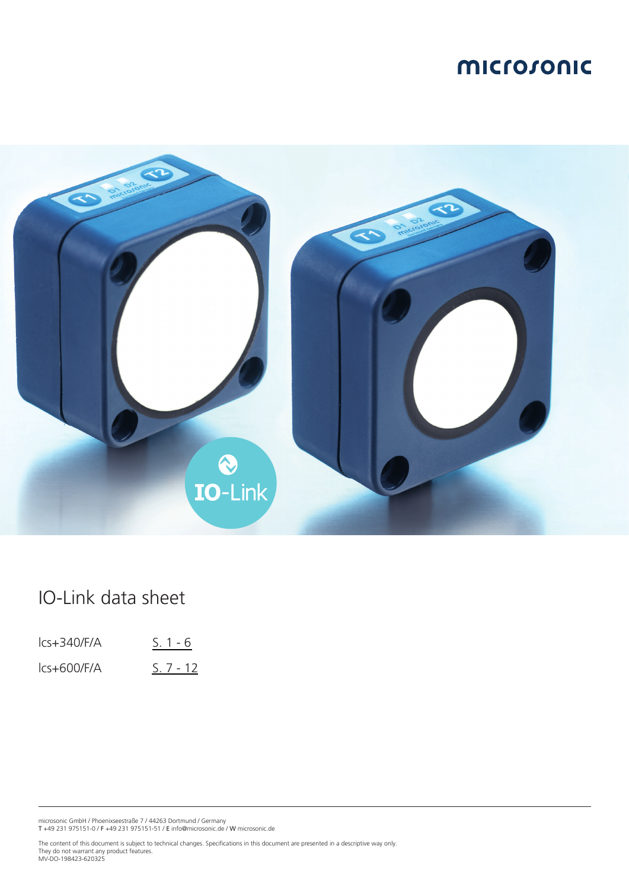microsonic

# IO-Link data sheet

| | |
|---|---|
| lcs+340/F/A | S. 1 - 6 |
| lcs+600/F/A | S. 7 - 12 |

microsonic GmbH / Phoenixseestraße 7 / 44263 Dortmund / Germany
**T** +49 231 975151-0 / **F** +49 231 975151-51 / **E** info@microsonic.de / **W** microsonic.de

The content of this document is subject to technical changes. Specifications in this document are presented in a descriptive way only.
They do not warrant any product features.
MV-DO-198423-620325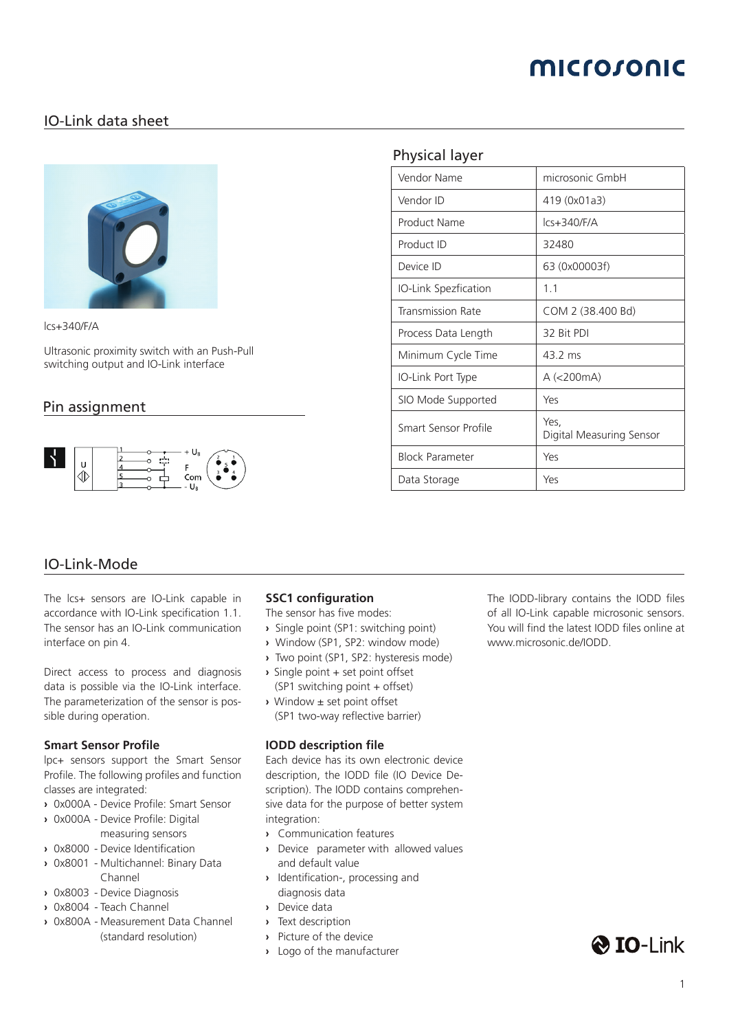## IO-Link data sheet

lcs+340/F/A

Ultrasonic proximity switch with an Push-Pull switching output and IO-Link interface

## Pin assignment

### Physical layer

| Vendor Name | microsonic GmbH |
|---|---|
| Vendor ID | 419 (0x01a3) |
| Product Name | lcs+340/F/A |
| Product ID | 32480 |
| Device ID | 63 (0x00003f) |
| IO-Link Spezfication | 1.1 |
| Transmission Rate | COM 2 (38.400 Bd) |
| Process Data Length | 32 Bit PDI |
| Minimum Cycle Time | 43.2 ms |
| IO-Link Port Type | A (<200mA) |
| SIO Mode Supported | Yes |
| Smart Sensor Profile | Yes, Digital Measuring Sensor |
| Block Parameter | Yes |
| Data Storage | Yes |

## IO-Link-Mode

The lcs+ sensors are IO-Link capable in accordance with IO-Link specification 1.1. The sensor has an IO-Link communication interface on pin 4.

Direct access to process and diagnosis data is possible via the IO-Link interface. The parameterization of the sensor is possible during operation.

**Smart Sensor Profile**

lpc+ sensors support the Smart Sensor Profile. The following profiles and function classes are integrated:

- 0x000A - Device Profile: Smart Sensor
- 0x000A - Device Profile: Digital measuring sensors
- 0x8000 - Device Identification
- 0x8001 - Multichannel: Binary Data Channel
- 0x8003 - Device Diagnosis
- 0x8004 - Teach Channel
- 0x800A - Measurement Data Channel (standard resolution)

**SSC1 configuration**

The sensor has five modes:

- Single point (SP1: switching point)
- Window (SP1, SP2: window mode)
- Two point (SP1, SP2: hysteresis mode)
- Single point + set point offset (SP1 switching point + offset)
- Window ± set point offset (SP1 two-way reflective barrier)

**IODD description file**

Each device has its own electronic device description, the IODD file (IO Device Description). The IODD contains comprehensive data for the purpose of better system integration:

- Communication features
- Device parameter with allowed values and default value
- Identification-, processing and diagnosis data
- Device data
- Text description
- Picture of the device
- Logo of the manufacturer

The IODD-library contains the IODD files of all IO-Link capable microsonic sensors. You will find the latest IODD files online at www.microsonic.de/IODD.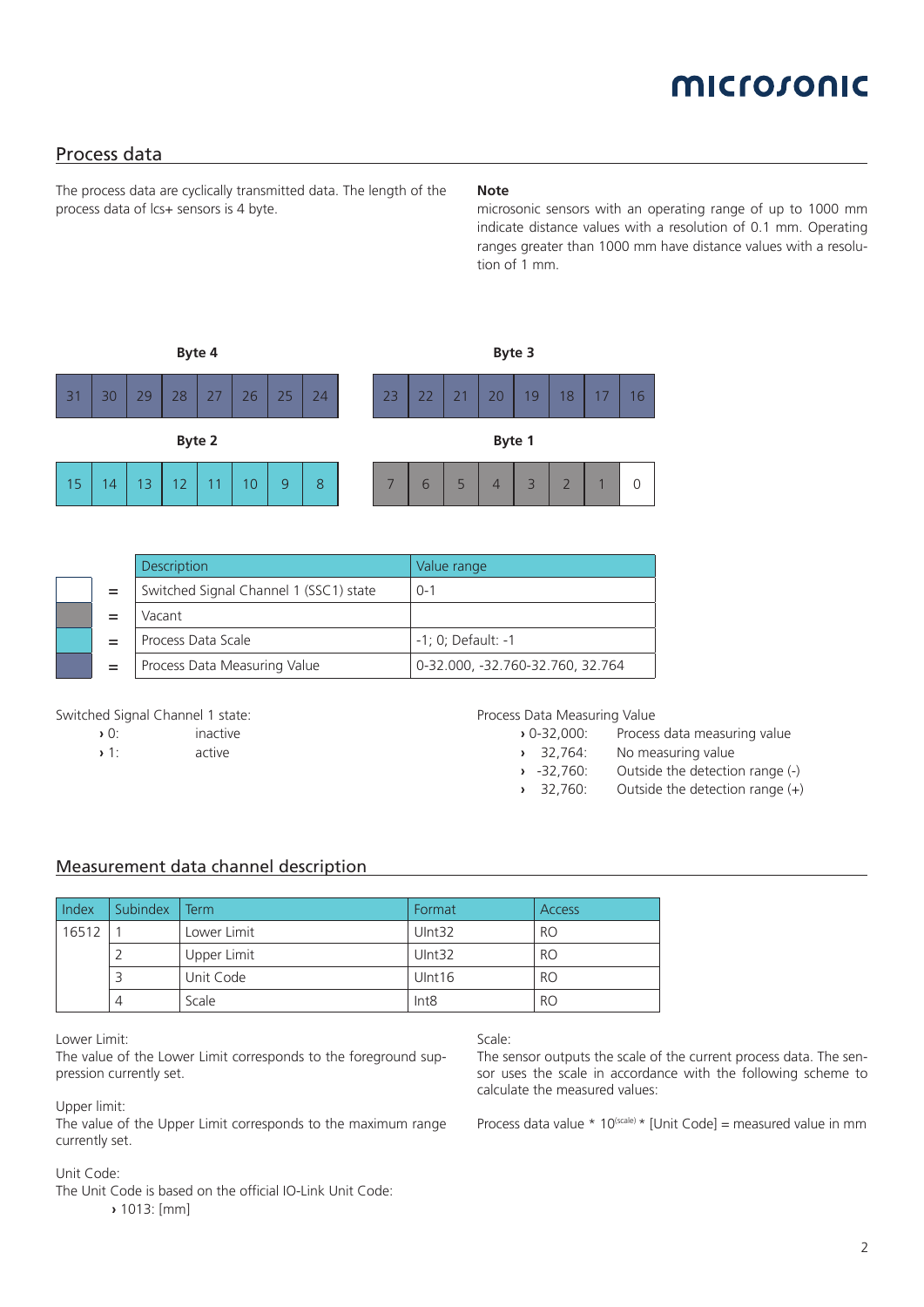## Process data

The process data are cyclically transmitted data. The length of the process data of lcs+ sensors is 4 byte.

**Note**

microsonic sensors with an operating range of up to 1000 mm indicate distance values with a resolution of 0.1 mm. Operating ranges greater than 1000 mm have distance values with a resolution of 1 mm.

**Byte 4**

| 31 | 30 | 29 | 28 | 27 | 26 | 25 | 24 |
|---|---|---|---|---|---|---|---|

**Byte 3**

| 23 | 22 | 21 | 20 | 19 | 18 | 17 | 16 |
|---|---|---|---|---|---|---|---|

**Byte 2**

| 15 | 14 | 13 | 12 | 11 | 10 | 9 | 8 |
|---|---|---|---|---|---|---|---|

**Byte 1**

| 7 | 6 | 5 | 4 | 3 | 2 | 1 | 0 |
|---|---|---|---|---|---|---|---|

| | Description | Value range |
|---|---|---|
| = | Switched Signal Channel 1 (SSC1) state | 0-1 |
| = | Vacant | |
| = | Process Data Scale | -1; 0; Default: -1 |
| = | Process Data Measuring Value | 0-32.000, -32.760-32.760, 32.764 |

Switched Signal Channel 1 state:

- 0: inactive
- 1: active

Process Data Measuring Value

- 0-32,000: Process data measuring value
- 32,764: No measuring value
- -32,760: Outside the detection range (-)
- 32,760: Outside the detection range (+)

## Measurement data channel description

| Index | Subindex | Term | Format | Access |
|---|---|---|---|---|
| 16512 | 1 | Lower Limit | UInt32 | RO |
| | 2 | Upper Limit | UInt32 | RO |
| | 3 | Unit Code | UInt16 | RO |
| | 4 | Scale | Int8 | RO |

Lower Limit:
The value of the Lower Limit corresponds to the foreground suppression currently set.

Upper limit:
The value of the Upper Limit corresponds to the maximum range currently set.

Unit Code:
The Unit Code is based on the official IO-Link Unit Code:

- 1013: [mm]

Scale:
The sensor outputs the scale of the current process data. The sensor uses the scale in accordance with the following scheme to calculate the measured values:

Process data value * $10^{(scale)}$ * [Unit Code] = measured value in mm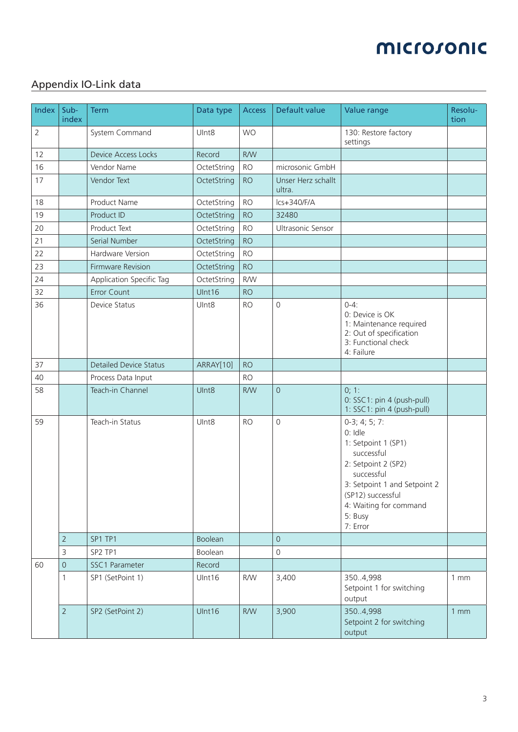## Appendix IO-Link data

| Index | Sub-index | Term | Data type | Access | Default value | Value range | Resolu-tion |
|---|---|---|---|---|---|---|---|
| 2 | | System Command | UInt8 | WO | | 130: Restore factory settings | |
| 12 | | Device Access Locks | Record | R/W | | | |
| 16 | | Vendor Name | OctetString | RO | microsonic GmbH | | |
| 17 | | Vendor Text | OctetString | RO | Unser Herz schallt ultra. | | |
| 18 | | Product Name | OctetString | RO | lcs+340/F/A | | |
| 19 | | Product ID | OctetString | RO | 32480 | | |
| 20 | | Product Text | OctetString | RO | Ultrasonic Sensor | | |
| 21 | | Serial Number | OctetString | RO | | | |
| 22 | | Hardware Version | OctetString | RO | | | |
| 23 | | Firmware Revision | OctetString | RO | | | |
| 24 | | Application Specific Tag | OctetString | R/W | | | |
| 32 | | Error Count | UInt16 | RO | | | |
| 36 | | Device Status | UInt8 | RO | 0 | 0-4:<br>0: Device is OK<br>1: Maintenance required<br>2: Out of specification<br>3: Functional check<br>4: Failure | |
| 37 | | Detailed Device Status | ARRAY[10] | RO | | | |
| 40 | | Process Data Input | | RO | | | |
| 58 | | Teach-in Channel | UInt8 | R/W | 0 | 0; 1:<br>0: SSC1: pin 4 (push-pull)<br>1: SSC1: pin 4 (push-pull) | |
| 59 | | Teach-in Status | UInt8 | RO | 0 | 0-3; 4; 5; 7:<br>0: Idle<br>1: Setpoint 1 (SP1) successful<br>2: Setpoint 2 (SP2) successful<br>3: Setpoint 1 and Setpoint 2 (SP12) successful<br>4: Waiting for command<br>5: Busy<br>7: Error | |
| | 2 | SP1 TP1 | Boolean | | 0 | | |
| | 3 | SP2 TP1 | Boolean | | 0 | | |
| 60 | 0 | SSC1 Parameter | Record | | | | |
| | 1 | SP1 (SetPoint 1) | UInt16 | R/W | 3,400 | 350..4,998<br>Setpoint 1 for switching output | 1 mm |
| | 2 | SP2 (SetPoint 2) | UInt16 | R/W | 3,900 | 350..4,998<br>Setpoint 2 for switching output | 1 mm |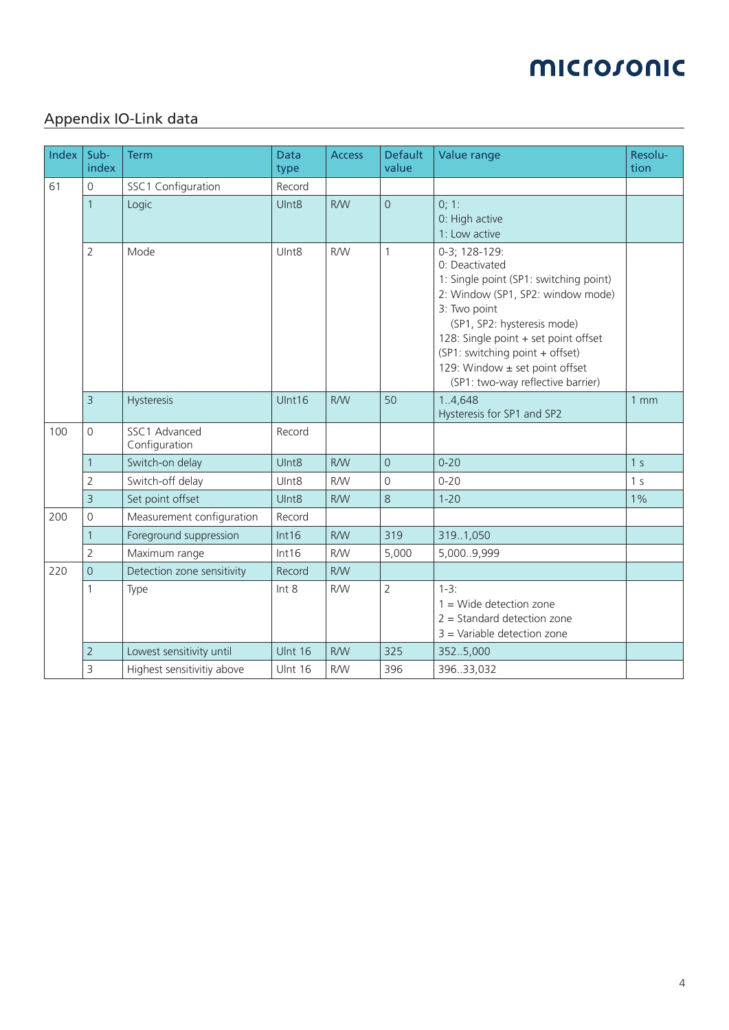## Appendix IO-Link data

| Index | Sub-index | Term | Data type | Access | Default value | Value range | Resolu-tion |
|---|---|---|---|---|---|---|---|
| 61 | 0 | SSC1 Configuration | Record | | | | |
| | 1 | Logic | UInt8 | R/W | 0 | 0; 1:<br>0: High active<br>1: Low active | |
| | 2 | Mode | UInt8 | R/W | 1 | 0-3; 128-129:<br>0: Deactivated<br>1: Single point (SP1: switching point)<br>2: Window (SP1, SP2: window mode)<br>3: Two point<br>(SP1, SP2: hysteresis mode)<br>128: Single point + set point offset<br>(SP1: switching point + offset)<br>129: Window ± set point offset<br>(SP1: two-way reflective barrier) | |
| | 3 | Hysteresis | UInt16 | R/W | 50 | 1..4,648<br>Hysteresis for SP1 and SP2 | 1 mm |
| 100 | 0 | SSC1 Advanced Configuration | Record | | | | |
| | 1 | Switch-on delay | UInt8 | R/W | 0 | 0-20 | 1 s |
| | 2 | Switch-off delay | UInt8 | R/W | 0 | 0-20 | 1 s |
| | 3 | Set point offset | UInt8 | R/W | 8 | 1-20 | 1% |
| 200 | 0 | Measurement configuration | Record | | | | |
| | 1 | Foreground suppression | Int16 | R/W | 319 | 319..1,050 | |
| | 2 | Maximum range | Int16 | R/W | 5,000 | 5,000..9,999 | |
| 220 | 0 | Detection zone sensitivity | Record | R/W | | | |
| | 1 | Type | Int 8 | R/W | 2 | 1-3:<br>1 = Wide detection zone<br>2 = Standard detection zone<br>3 = Variable detection zone | |
| | 2 | Lowest sensitivity until | UInt 16 | R/W | 325 | 352..5,000 | |
| | 3 | Highest sensitivitiy above | UInt 16 | R/W | 396 | 396..33,032 | |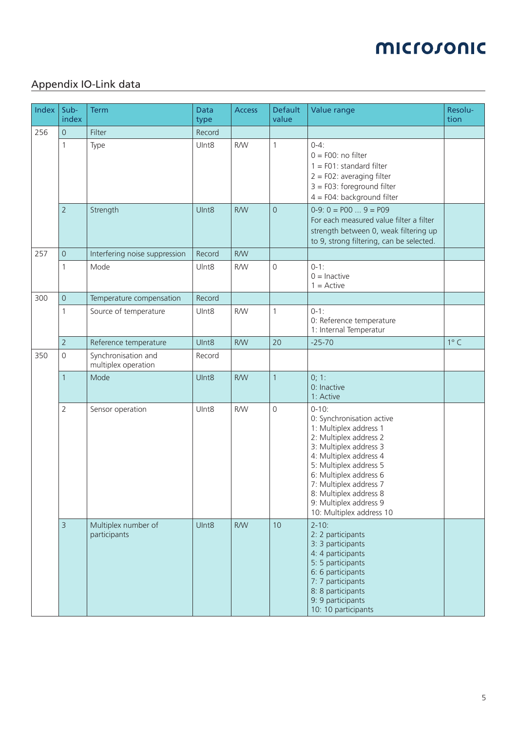## Appendix IO-Link data

| Index | Sub-index | Term | Data type | Access | Default value | Value range | Resolu-tion |
|---|---|---|---|---|---|---|---|
| 256 | 0 | Filter | Record | | | | |
| | 1 | Type | UInt8 | R/W | 1 | 0-4:<br>0 = F00: no filter<br>1 = F01: standard filter<br>2 = F02: averaging filter<br>3 = F03: foreground filter<br>4 = F04: background filter | |
| | 2 | Strength | UInt8 | R/W | 0 | 0-9: 0 = P00 ... 9 = P09<br>For each measured value filter a filter strength between 0, weak filtering up to 9, strong filtering, can be selected. | |
| 257 | 0 | Interfering noise suppression | Record | R/W | | | |
| | 1 | Mode | UInt8 | R/W | 0 | 0-1:<br>0 = Inactive<br>1 = Active | |
| 300 | 0 | Temperature compensation | Record | | | | |
| | 1 | Source of temperature | UInt8 | R/W | 1 | 0-1:<br>0: Reference temperature<br>1: Internal Temperatur | |
| | 2 | Reference temperature | UInt8 | R/W | 20 | -25-70 | 1° C |
| 350 | 0 | Synchronisation and multiplex operation | Record | | | | |
| | 1 | Mode | UInt8 | R/W | 1 | 0; 1:<br>0: Inactive<br>1: Active | |
| | 2 | Sensor operation | UInt8 | R/W | 0 | 0-10:<br>0: Synchronisation active<br>1: Multiplex address 1<br>2: Multiplex address 2<br>3: Multiplex address 3<br>4: Multiplex address 4<br>5: Multiplex address 5<br>6: Multiplex address 6<br>7: Multiplex address 7<br>8: Multiplex address 8<br>9: Multiplex address 9<br>10: Multiplex address 10 | |
| | 3 | Multiplex number of participants | UInt8 | R/W | 10 | 2-10:<br>2: 2 participants<br>3: 3 participants<br>4: 4 participants<br>5: 5 participants<br>6: 6 participants<br>7: 7 participants<br>8: 8 participants<br>9: 9 participants<br>10: 10 participants | |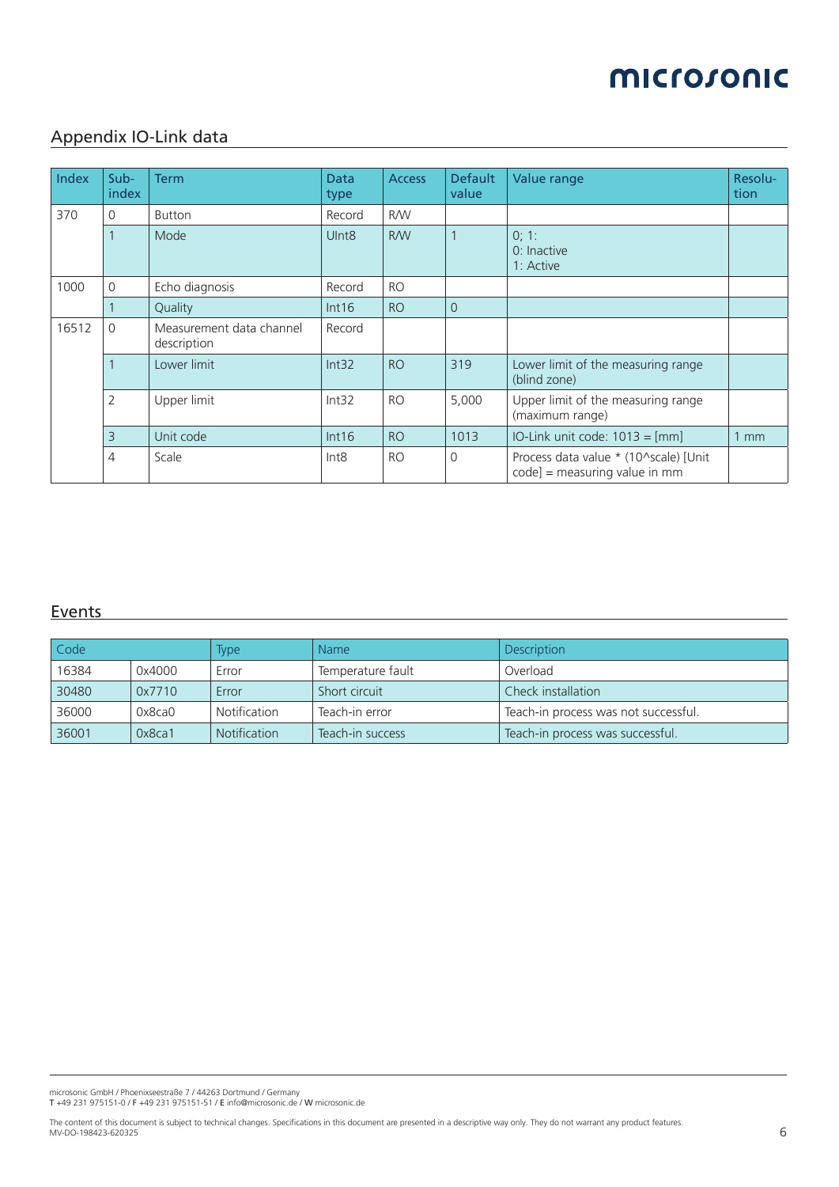## Appendix IO-Link data

| Index | Sub-index | Term | Data type | Access | Default value | Value range | Resolu-tion |
|---|---|---|---|---|---|---|---|
| 370 | 0 | Button | Record | R/W | | | |
| | 1 | Mode | UInt8 | R/W | 1 | 0; 1:<br>0: Inactive<br>1: Active | |
| 1000 | 0 | Echo diagnosis | Record | RO | | | |
| | 1 | Quality | Int16 | RO | 0 | | |
| 16512 | 0 | Measurement data channel description | Record | | | | |
| | 1 | Lower limit | Int32 | RO | 319 | Lower limit of the measuring range (blind zone) | |
| | 2 | Upper limit | Int32 | RO | 5,000 | Upper limit of the measuring range (maximum range) | |
| | 3 | Unit code | Int16 | RO | 1013 | IO-Link unit code: 1013 = [mm] | 1 mm |
| | 4 | Scale | Int8 | RO | 0 | Process data value * (10^scale) [Unit code] = measuring value in mm | |

## Events

| Code | | Type | Name | Description |
|---|---|---|---|---|
| 16384 | 0x4000 | Error | Temperature fault | Overload |
| 30480 | 0x7710 | Error | Short circuit | Check installation |
| 36000 | 0x8ca0 | Notification | Teach-in error | Teach-in process was not successful. |
| 36001 | 0x8ca1 | Notification | Teach-in success | Teach-in process was successful. |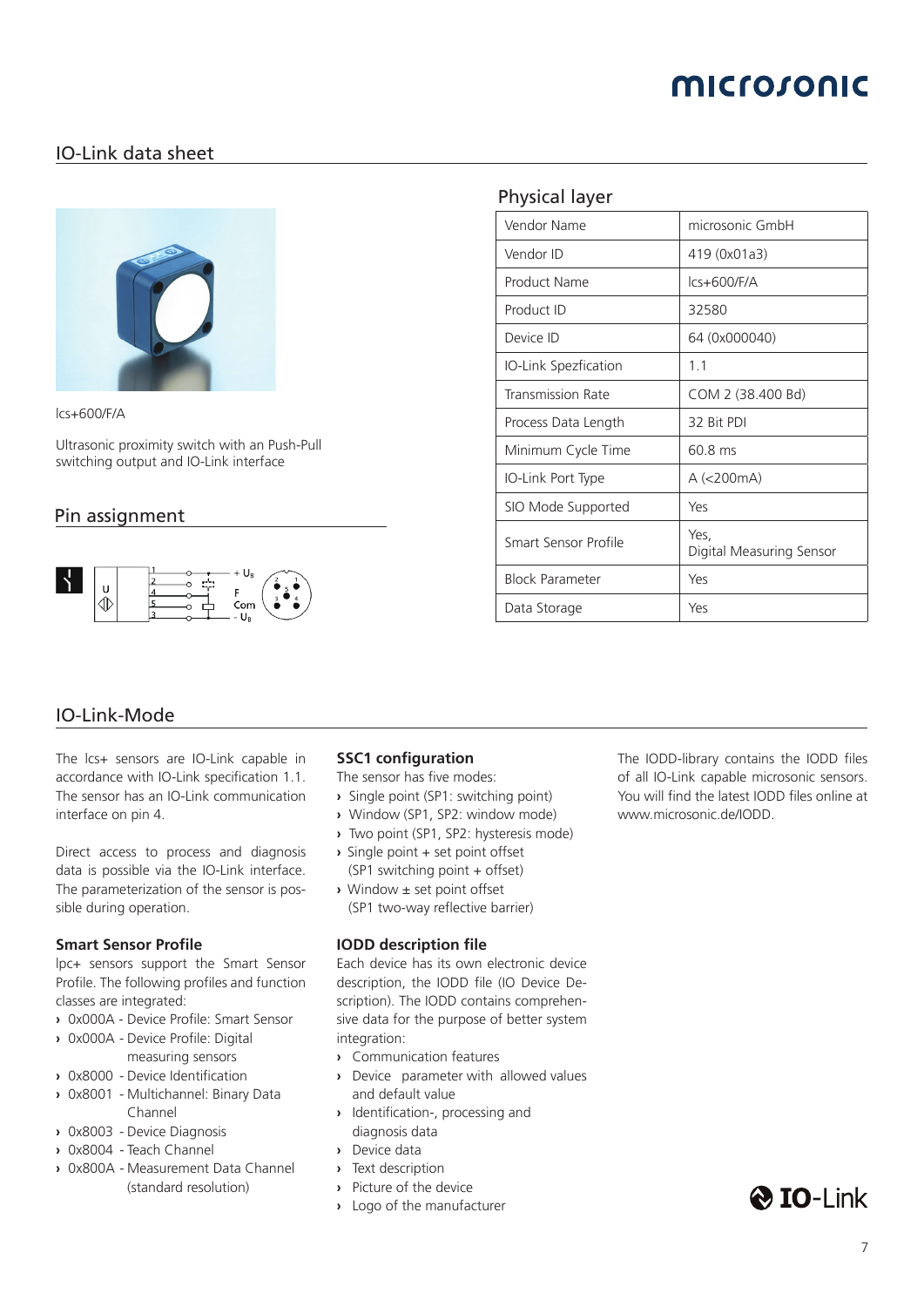# IO-Link data sheet

lcs+600/F/A

Ultrasonic proximity switch with an Push-Pull switching output and IO-Link interface

## Pin assignment

## Physical layer

| Vendor Name | microsonic GmbH |
|---|---|
| Vendor ID | 419 (0x01a3) |
| Product Name | lcs+600/F/A |
| Product ID | 32580 |
| Device ID | 64 (0x000040) |
| IO-Link Spezfication | 1.1 |
| Transmission Rate | COM 2 (38.400 Bd) |
| Process Data Length | 32 Bit PDI |
| Minimum Cycle Time | 60.8 ms |
| IO-Link Port Type | A (<200mA) |
| SIO Mode Supported | Yes |
| Smart Sensor Profile | Yes, Digital Measuring Sensor |
| Block Parameter | Yes |
| Data Storage | Yes |

## IO-Link-Mode

The lcs+ sensors are IO-Link capable in accordance with IO-Link specification 1.1. The sensor has an IO-Link communication interface on pin 4.

Direct access to process and diagnosis data is possible via the IO-Link interface. The parameterization of the sensor is possible during operation.

### Smart Sensor Profile

lpc+ sensors support the Smart Sensor Profile. The following profiles and function classes are integrated:

- 0x000A - Device Profile: Smart Sensor
- 0x000A - Device Profile: Digital measuring sensors
- 0x8000 - Device Identification
- 0x8001 - Multichannel: Binary Data Channel
- 0x8003 - Device Diagnosis
- 0x8004 - Teach Channel
- 0x800A - Measurement Data Channel (standard resolution)

### SSC1 configuration

The sensor has five modes:

- Single point (SP1: switching point)
- Window (SP1, SP2: window mode)
- Two point (SP1, SP2: hysteresis mode)
- Single point + set point offset (SP1 switching point + offset)
- Window ± set point offset (SP1 two-way reflective barrier)

### IODD description file

Each device has its own electronic device description, the IODD file (IO Device Description). The IODD contains comprehensive data for the purpose of better system integration:

- Communication features
- Device parameter with allowed values and default value
- Identification-, processing and diagnosis data
- Device data
- Text description
- Picture of the device
- Logo of the manufacturer

The IODD-library contains the IODD files of all IO-Link capable microsonic sensors. You will find the latest IODD files online at www.microsonic.de/IODD.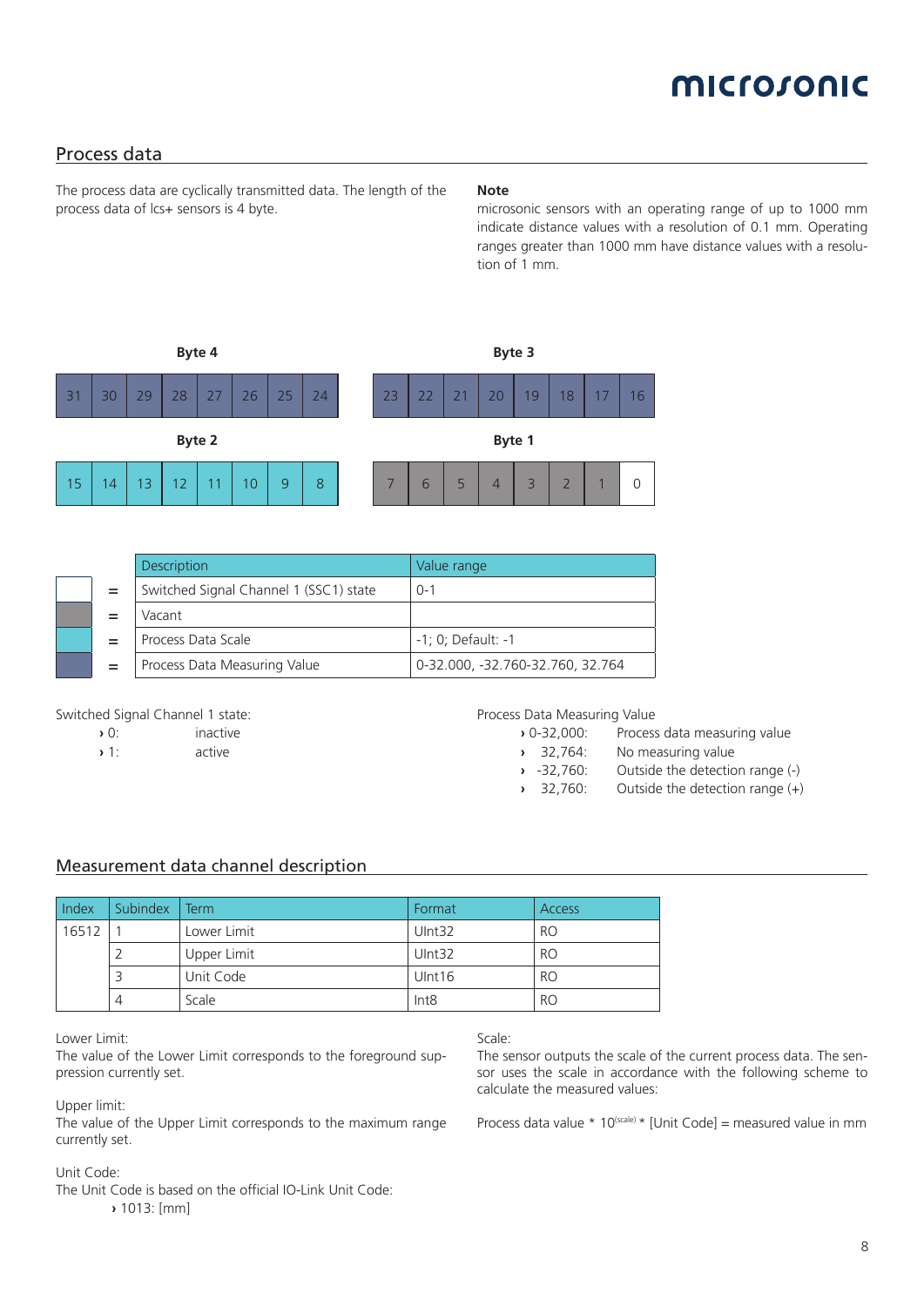## Process data

The process data are cyclically transmitted data. The length of the process data of lcs+ sensors is 4 byte.

**Note**
microsonic sensors with an operating range of up to 1000 mm indicate distance values with a resolution of 0.1 mm. Operating ranges greater than 1000 mm have distance values with a resolution of 1 mm.

| Byte 4 | | | | | | | |
|---|---|---|---|---|---|---|---|
| 31 | 30 | 29 | 28 | 27 | 26 | 25 | 24 |

| Byte 3 | | | | | | | |
|---|---|---|---|---|---|---|---|
| 23 | 22 | 21 | 20 | 19 | 18 | 17 | 16 |

| Byte 2 | | | | | | | |
|---|---|---|---|---|---|---|---|
| 15 | 14 | 13 | 12 | 11 | 10 | 9 | 8 |

| Byte 1 | | | | | | | |
|---|---|---|---|---|---|---|---|
| 7 | 6 | 5 | 4 | 3 | 2 | 1 | 0 |

| | Description | Value range |
|---|---|---|
| (white) = | Switched Signal Channel 1 (SSC1) state | 0-1 |
| (grey) = | Vacant | |
| (light blue) = | Process Data Scale | -1; 0; Default: -1 |
| (dark blue) = | Process Data Measuring Value | 0-32.000, -32.760-32.760, 32.764 |

Switched Signal Channel 1 state:

- 0: inactive
- 1: active

Process Data Measuring Value

- 0-32,000: Process data measuring value
- 32,764: No measuring value
- -32,760: Outside the detection range (-)
- 32,760: Outside the detection range (+)

## Measurement data channel description

| Index | Subindex | Term | Format | Access |
|---|---|---|---|---|
| 16512 | 1 | Lower Limit | UInt32 | RO |
| | 2 | Upper Limit | UInt32 | RO |
| | 3 | Unit Code | UInt16 | RO |
| | 4 | Scale | Int8 | RO |

Lower Limit:
The value of the Lower Limit corresponds to the foreground suppression currently set.

Upper limit:
The value of the Upper Limit corresponds to the maximum range currently set.

Unit Code:
The Unit Code is based on the official IO-Link Unit Code:

- 1013: [mm]

Scale:
The sensor outputs the scale of the current process data. The sensor uses the scale in accordance with the following scheme to calculate the measured values:

Process data value * $10^{(scale)}$ * [Unit Code] = measured value in mm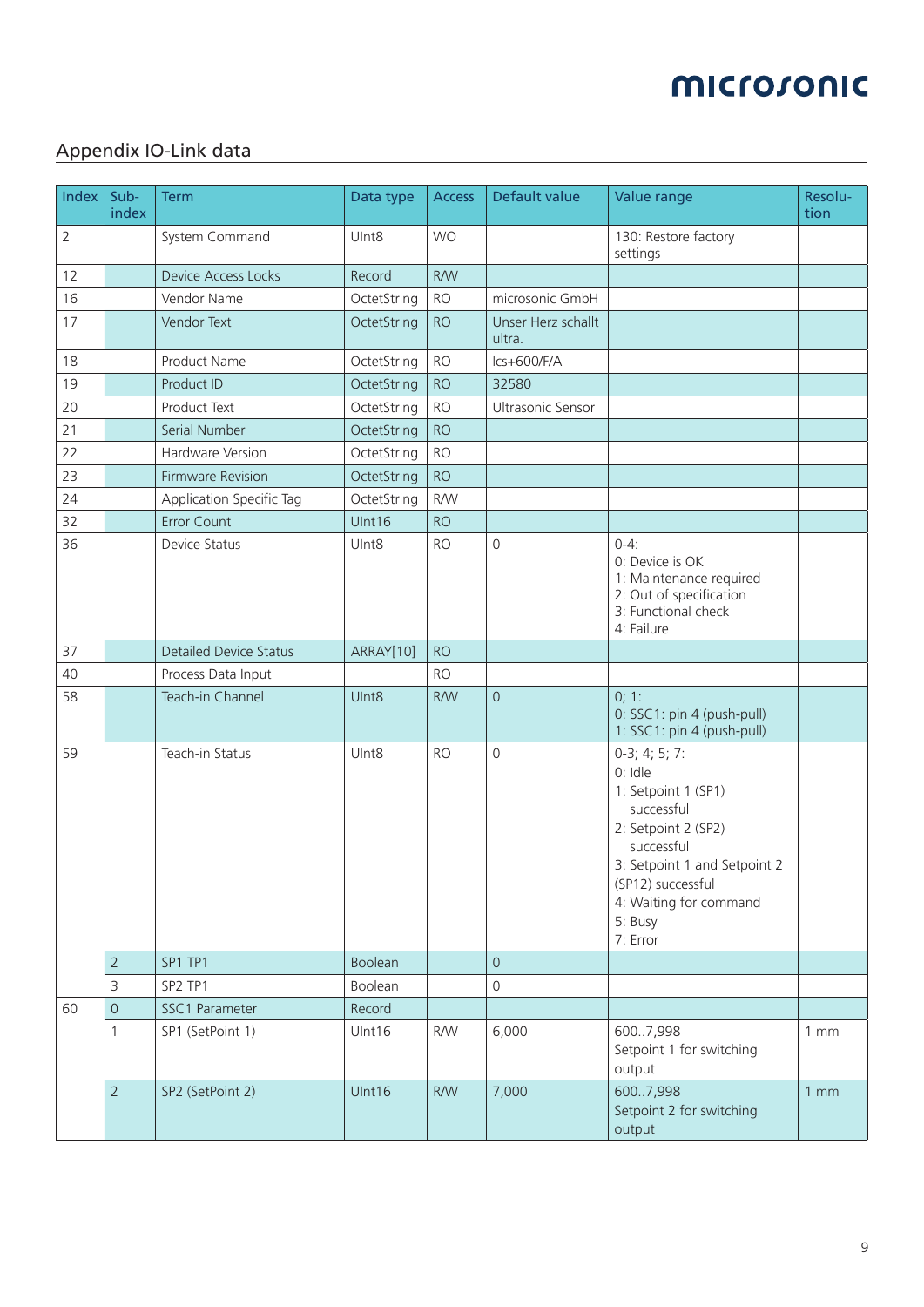## Appendix IO-Link data

| Index | Sub-index | Term | Data type | Access | Default value | Value range | Resolu-tion |
|---|---|---|---|---|---|---|---|
| 2 | | System Command | UInt8 | WO | | 130: Restore factory settings | |
| 12 | | Device Access Locks | Record | R/W | | | |
| 16 | | Vendor Name | OctetString | RO | microsonic GmbH | | |
| 17 | | Vendor Text | OctetString | RO | Unser Herz schallt ultra. | | |
| 18 | | Product Name | OctetString | RO | lcs+600/F/A | | |
| 19 | | Product ID | OctetString | RO | 32580 | | |
| 20 | | Product Text | OctetString | RO | Ultrasonic Sensor | | |
| 21 | | Serial Number | OctetString | RO | | | |
| 22 | | Hardware Version | OctetString | RO | | | |
| 23 | | Firmware Revision | OctetString | RO | | | |
| 24 | | Application Specific Tag | OctetString | R/W | | | |
| 32 | | Error Count | UInt16 | RO | | | |
| 36 | | Device Status | UInt8 | RO | 0 | 0-4:<br>0: Device is OK<br>1: Maintenance required<br>2: Out of specification<br>3: Functional check<br>4: Failure | |
| 37 | | Detailed Device Status | ARRAY[10] | RO | | | |
| 40 | | Process Data Input | | RO | | | |
| 58 | | Teach-in Channel | UInt8 | R/W | 0 | 0; 1:<br>0: SSC1: pin 4 (push-pull)<br>1: SSC1: pin 4 (push-pull) | |
| 59 | | Teach-in Status | UInt8 | RO | 0 | 0-3; 4; 5; 7:<br>0: Idle<br>1: Setpoint 1 (SP1) successful<br>2: Setpoint 2 (SP2) successful<br>3: Setpoint 1 and Setpoint 2 (SP12) successful<br>4: Waiting for command<br>5: Busy<br>7: Error | |
| | 2 | SP1 TP1 | Boolean | | 0 | | |
| | 3 | SP2 TP1 | Boolean | | 0 | | |
| 60 | 0 | SSC1 Parameter | Record | | | | |
| | 1 | SP1 (SetPoint 1) | UInt16 | R/W | 6,000 | 600..7,998<br>Setpoint 1 for switching output | 1 mm |
| | 2 | SP2 (SetPoint 2) | UInt16 | R/W | 7,000 | 600..7,998<br>Setpoint 2 for switching output | 1 mm |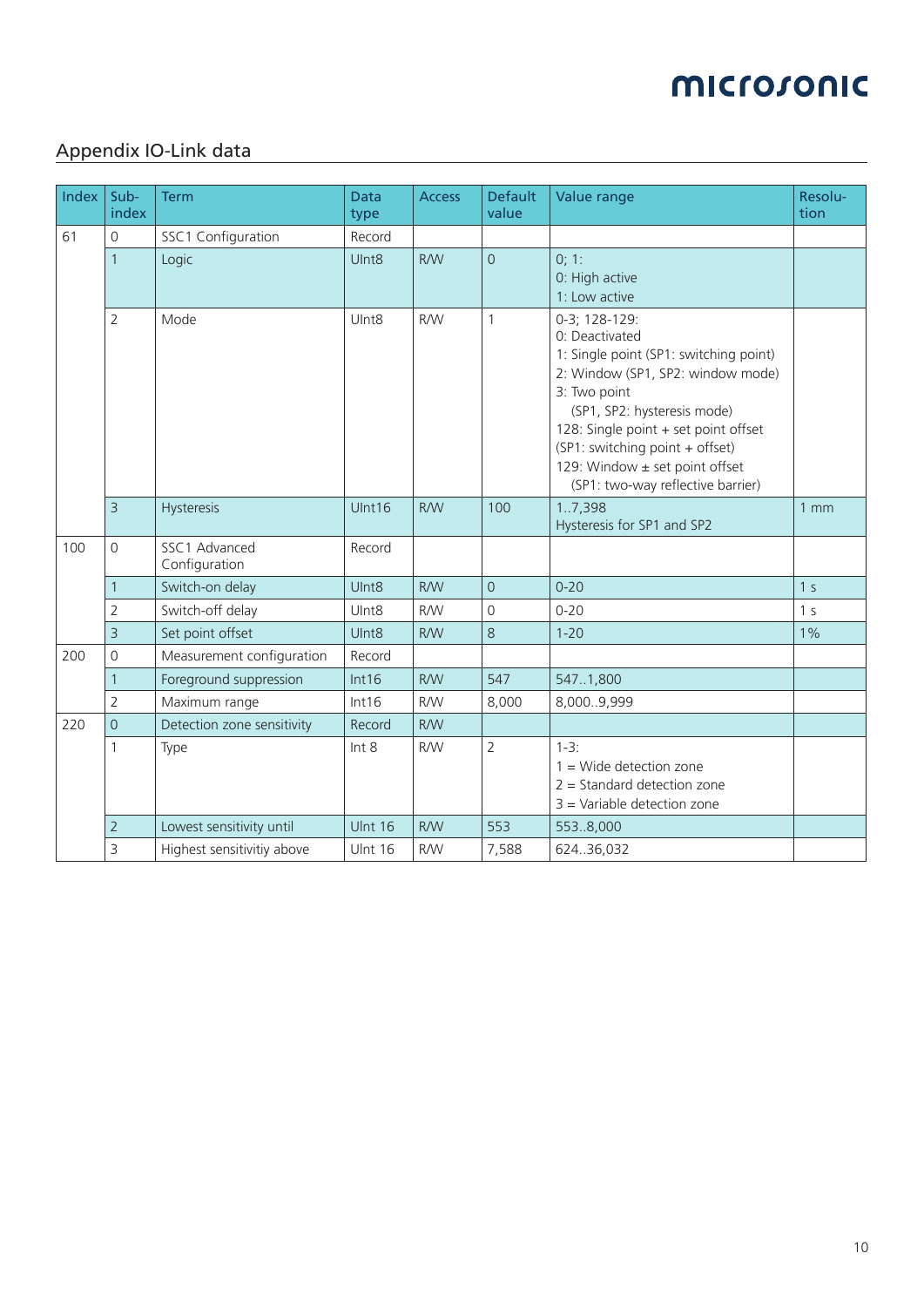## Appendix IO-Link data

| Index | Sub-index | Term | Data type | Access | Default value | Value range | Resolu-tion |
|---|---|---|---|---|---|---|---|
| 61 | 0 | SSC1 Configuration | Record | | | | |
| | 1 | Logic | UInt8 | R/W | 0 | 0; 1:<br>0: High active<br>1: Low active | |
| | 2 | Mode | UInt8 | R/W | 1 | 0-3; 128-129:<br>0: Deactivated<br>1: Single point (SP1: switching point)<br>2: Window (SP1, SP2: window mode)<br>3: Two point<br>(SP1, SP2: hysteresis mode)<br>128: Single point + set point offset<br>(SP1: switching point + offset)<br>129: Window ± set point offset<br>(SP1: two-way reflective barrier) | |
| | 3 | Hysteresis | UInt16 | R/W | 100 | 1..7,398<br>Hysteresis for SP1 and SP2 | 1 mm |
| 100 | 0 | SSC1 Advanced Configuration | Record | | | | |
| | 1 | Switch-on delay | UInt8 | R/W | 0 | 0-20 | 1 s |
| | 2 | Switch-off delay | UInt8 | R/W | 0 | 0-20 | 1 s |
| | 3 | Set point offset | UInt8 | R/W | 8 | 1-20 | 1% |
| 200 | 0 | Measurement configuration | Record | | | | |
| | 1 | Foreground suppression | Int16 | R/W | 547 | 547..1,800 | |
| | 2 | Maximum range | Int16 | R/W | 8,000 | 8,000..9,999 | |
| 220 | 0 | Detection zone sensitivity | Record | R/W | | | |
| | 1 | Type | Int 8 | R/W | 2 | 1-3:<br>1 = Wide detection zone<br>2 = Standard detection zone<br>3 = Variable detection zone | |
| | 2 | Lowest sensitivity until | UInt 16 | R/W | 553 | 553..8,000 | |
| | 3 | Highest sensitivitiy above | UInt 16 | R/W | 7,588 | 624..36,032 | |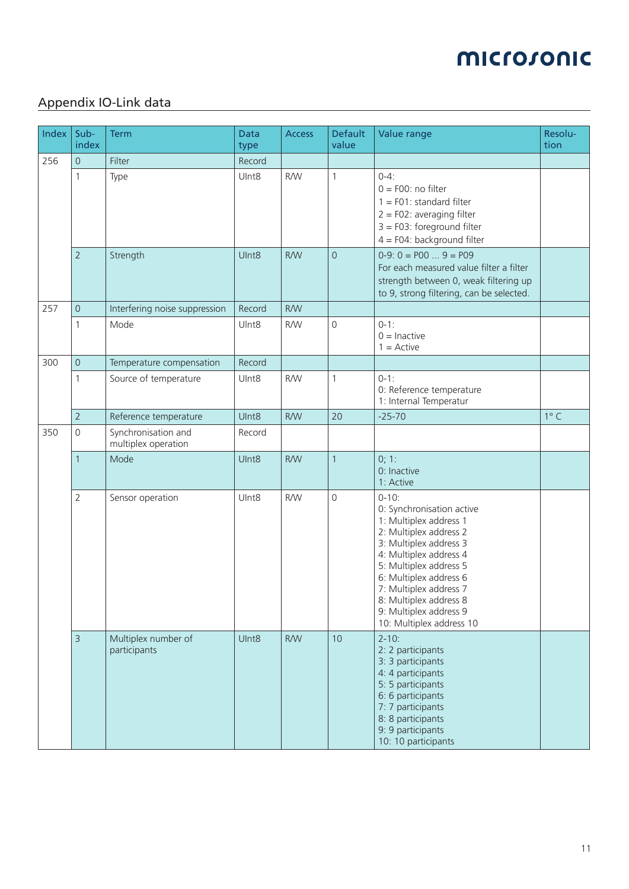## Appendix IO-Link data

| Index | Sub-index | Term | Data type | Access | Default value | Value range | Resolu-tion |
|---|---|---|---|---|---|---|---|
| 256 | 0 | Filter | Record | | | | |
| | 1 | Type | UInt8 | R/W | 1 | 0-4:<br>0 = F00: no filter<br>1 = F01: standard filter<br>2 = F02: averaging filter<br>3 = F03: foreground filter<br>4 = F04: background filter | |
| | 2 | Strength | UInt8 | R/W | 0 | 0-9: 0 = P00 ... 9 = P09<br>For each measured value filter a filter strength between 0, weak filtering up to 9, strong filtering, can be selected. | |
| 257 | 0 | Interfering noise suppression | Record | R/W | | | |
| | 1 | Mode | UInt8 | R/W | 0 | 0-1:<br>0 = Inactive<br>1 = Active | |
| 300 | 0 | Temperature compensation | Record | | | | |
| | 1 | Source of temperature | UInt8 | R/W | 1 | 0-1:<br>0: Reference temperature<br>1: Internal Temperatur | |
| | 2 | Reference temperature | UInt8 | R/W | 20 | -25-70 | 1° C |
| 350 | 0 | Synchronisation and multiplex operation | Record | | | | |
| | 1 | Mode | UInt8 | R/W | 1 | 0; 1:<br>0: Inactive<br>1: Active | |
| | 2 | Sensor operation | UInt8 | R/W | 0 | 0-10:<br>0: Synchronisation active<br>1: Multiplex address 1<br>2: Multiplex address 2<br>3: Multiplex address 3<br>4: Multiplex address 4<br>5: Multiplex address 5<br>6: Multiplex address 6<br>7: Multiplex address 7<br>8: Multiplex address 8<br>9: Multiplex address 9<br>10: Multiplex address 10 | |
| | 3 | Multiplex number of participants | UInt8 | R/W | 10 | 2-10:<br>2: 2 participants<br>3: 3 participants<br>4: 4 participants<br>5: 5 participants<br>6: 6 participants<br>7: 7 participants<br>8: 8 participants<br>9: 9 participants<br>10: 10 participants | |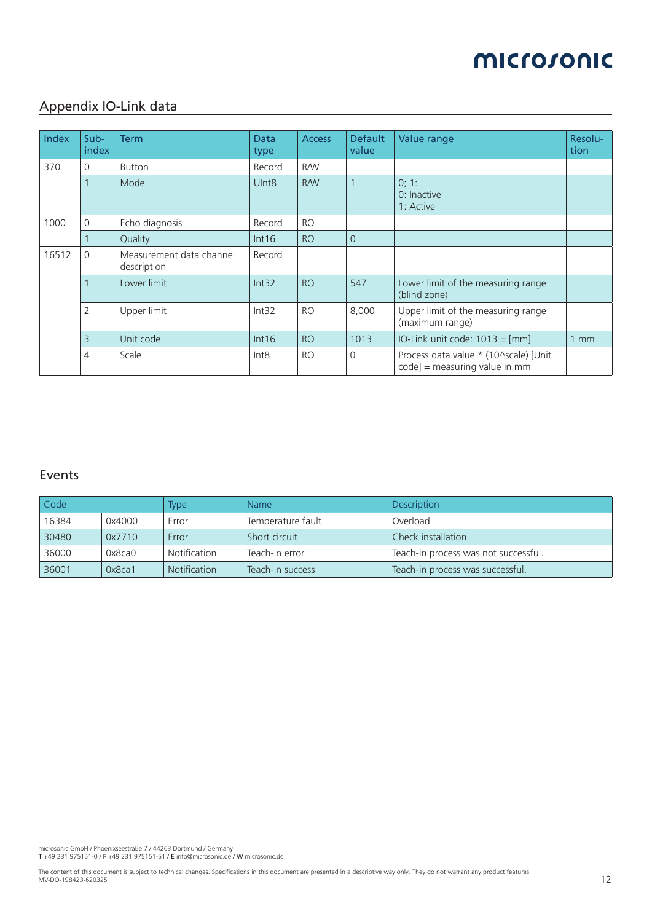## Appendix IO-Link data

| Index | Sub-index | Term | Data type | Access | Default value | Value range | Resolu-tion |
|---|---|---|---|---|---|---|---|
| 370 | 0 | Button | Record | R/W | | | |
| | 1 | Mode | UInt8 | R/W | 1 | 0; 1:<br>0: Inactive<br>1: Active | |
| 1000 | 0 | Echo diagnosis | Record | RO | | | |
| | 1 | Quality | Int16 | RO | 0 | | |
| 16512 | 0 | Measurement data channel description | Record | | | | |
| | 1 | Lower limit | Int32 | RO | 547 | Lower limit of the measuring range (blind zone) | |
| | 2 | Upper limit | Int32 | RO | 8,000 | Upper limit of the measuring range (maximum range) | |
| | 3 | Unit code | Int16 | RO | 1013 | IO-Link unit code: 1013 = [mm] | 1 mm |
| | 4 | Scale | Int8 | RO | 0 | Process data value * (10^scale) [Unit code] = measuring value in mm | |

## Events

| Code | | Type | Name | Description |
|---|---|---|---|---|
| 16384 | 0x4000 | Error | Temperature fault | Overload |
| 30480 | 0x7710 | Error | Short circuit | Check installation |
| 36000 | 0x8ca0 | Notification | Teach-in error | Teach-in process was not successful. |
| 36001 | 0x8ca1 | Notification | Teach-in success | Teach-in process was successful. |